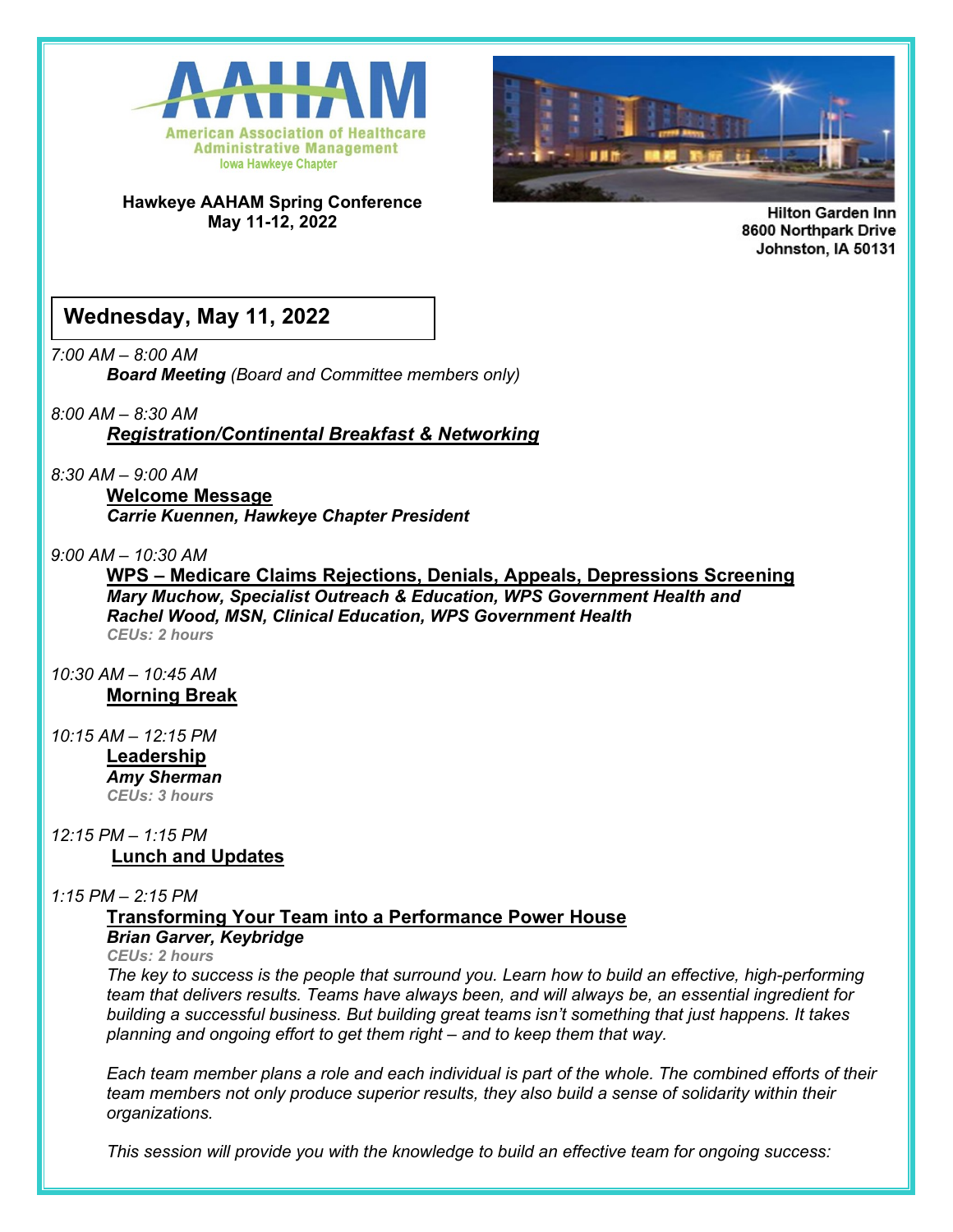AAHAM

American Association of Healthcare Administrative Management

Iowa Hawkeye Chapter

**Hawkeye AAHAM Spring Conference**
**May 11-12, 2022**

**Hilton Garden Inn**
**8600 Northpark Drive**
**Johnston, IA 50131**

## Wednesday, May 11, 2022

*7:00 AM – 8:00 AM*

***Board Meeting*** *(Board and Committee members only)*

*8:00 AM – 8:30 AM*

***Registration/Continental Breakfast & Networking***

*8:30 AM – 9:00 AM*

**Welcome Message**
***Carrie Kuennen, Hawkeye Chapter President***

*9:00 AM – 10:30 AM*

**WPS – Medicare Claims Rejections, Denials, Appeals, Depressions Screening**
***Mary Muchow, Specialist Outreach & Education, WPS Government Health and***
***Rachel Wood, MSN, Clinical Education, WPS Government Health***
***CEUs: 2 hours***

*10:30 AM – 10:45 AM*

**Morning Break**

*10:15 AM – 12:15 PM*

**Leadership**
***Amy Sherman***
***CEUs: 3 hours***

*12:15 PM – 1:15 PM*

**Lunch and Updates**

*1:15 PM – 2:15 PM*

**Transforming Your Team into a Performance Power House**
***Brian Garver, Keybridge***
***CEUs: 2 hours***

*The key to success is the people that surround you. Learn how to build an effective, high-performing team that delivers results. Teams have always been, and will always be, an essential ingredient for building a successful business. But building great teams isn't something that just happens. It takes planning and ongoing effort to get them right – and to keep them that way.*

*Each team member plans a role and each individual is part of the whole. The combined efforts of their team members not only produce superior results, they also build a sense of solidarity within their organizations.*

*This session will provide you with the knowledge to build an effective team for ongoing success:*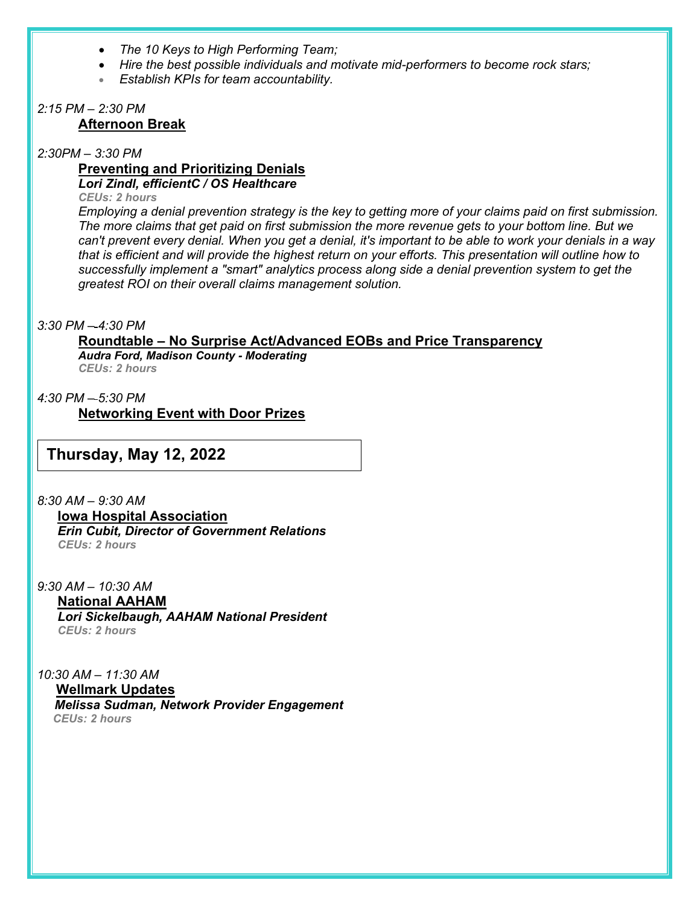- *The 10 Keys to High Performing Team;*
- *Hire the best possible individuals and motivate mid-performers to become rock stars;*
- *Establish KPIs for team accountability.*

*2:15 PM – 2:30 PM*

**Afternoon Break**

*2:30PM – 3:30 PM*

**Preventing and Prioritizing Denials**

***Lori Zindl, efficientC / OS Healthcare***

***CEUs: 2 hours***

*Employing a denial prevention strategy is the key to getting more of your claims paid on first submission. The more claims that get paid on first submission the more revenue gets to your bottom line. But we can't prevent every denial. When you get a denial, it's important to be able to work your denials in a way that is efficient and will provide the highest return on your efforts. This presentation will outline how to successfully implement a "smart" analytics process along side a denial prevention system to get the greatest ROI on their overall claims management solution.*

*3:30 PM – 4:30 PM*

**Roundtable – No Surprise Act/Advanced EOBs and Price Transparency**

***Audra Ford, Madison County - Moderating***

***CEUs: 2 hours***

*4:30 PM – 5:30 PM*

**Networking Event with Door Prizes**

## Thursday, May 12, 2022

*8:30 AM – 9:30 AM*

**Iowa Hospital Association**

***Erin Cubit, Director of Government Relations***

***CEUs: 2 hours***

*9:30 AM – 10:30 AM*

**National AAHAM**

***Lori Sickelbaugh, AAHAM National President***

***CEUs: 2 hours***

*10:30 AM – 11:30 AM*

**Wellmark Updates**

***Melissa Sudman, Network Provider Engagement***

***CEUs: 2 hours***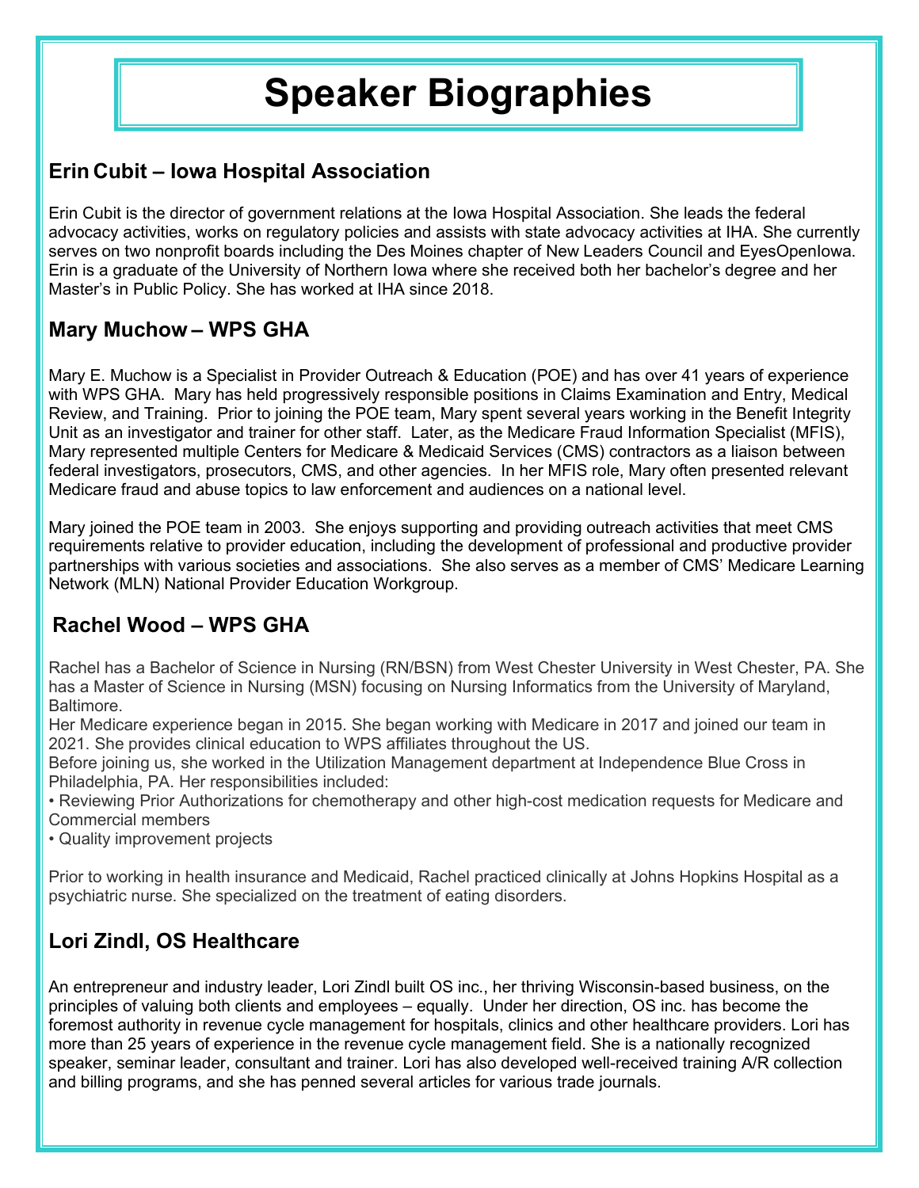# Speaker Biographies

## Erin Cubit – Iowa Hospital Association

Erin Cubit is the director of government relations at the Iowa Hospital Association. She leads the federal advocacy activities, works on regulatory policies and assists with state advocacy activities at IHA. She currently serves on two nonprofit boards including the Des Moines chapter of New Leaders Council and EyesOpenIowa. Erin is a graduate of the University of Northern Iowa where she received both her bachelor's degree and her Master's in Public Policy. She has worked at IHA since 2018.

## Mary Muchow – WPS GHA

Mary E. Muchow is a Specialist in Provider Outreach & Education (POE) and has over 41 years of experience with WPS GHA. Mary has held progressively responsible positions in Claims Examination and Entry, Medical Review, and Training. Prior to joining the POE team, Mary spent several years working in the Benefit Integrity Unit as an investigator and trainer for other staff. Later, as the Medicare Fraud Information Specialist (MFIS), Mary represented multiple Centers for Medicare & Medicaid Services (CMS) contractors as a liaison between federal investigators, prosecutors, CMS, and other agencies. In her MFIS role, Mary often presented relevant Medicare fraud and abuse topics to law enforcement and audiences on a national level.

Mary joined the POE team in 2003. She enjoys supporting and providing outreach activities that meet CMS requirements relative to provider education, including the development of professional and productive provider partnerships with various societies and associations. She also serves as a member of CMS' Medicare Learning Network (MLN) National Provider Education Workgroup.

## Rachel Wood – WPS GHA

Rachel has a Bachelor of Science in Nursing (RN/BSN) from West Chester University in West Chester, PA. She has a Master of Science in Nursing (MSN) focusing on Nursing Informatics from the University of Maryland, Baltimore.

Her Medicare experience began in 2015. She began working with Medicare in 2017 and joined our team in 2021. She provides clinical education to WPS affiliates throughout the US.

Before joining us, she worked in the Utilization Management department at Independence Blue Cross in Philadelphia, PA. Her responsibilities included:

- Reviewing Prior Authorizations for chemotherapy and other high-cost medication requests for Medicare and Commercial members
- Quality improvement projects

Prior to working in health insurance and Medicaid, Rachel practiced clinically at Johns Hopkins Hospital as a psychiatric nurse. She specialized on the treatment of eating disorders.

## Lori Zindl, OS Healthcare

An entrepreneur and industry leader, Lori Zindl built OS inc., her thriving Wisconsin-based business, on the principles of valuing both clients and employees – equally. Under her direction, OS inc. has become the foremost authority in revenue cycle management for hospitals, clinics and other healthcare providers. Lori has more than 25 years of experience in the revenue cycle management field. She is a nationally recognized speaker, seminar leader, consultant and trainer. Lori has also developed well-received training A/R collection and billing programs, and she has penned several articles for various trade journals.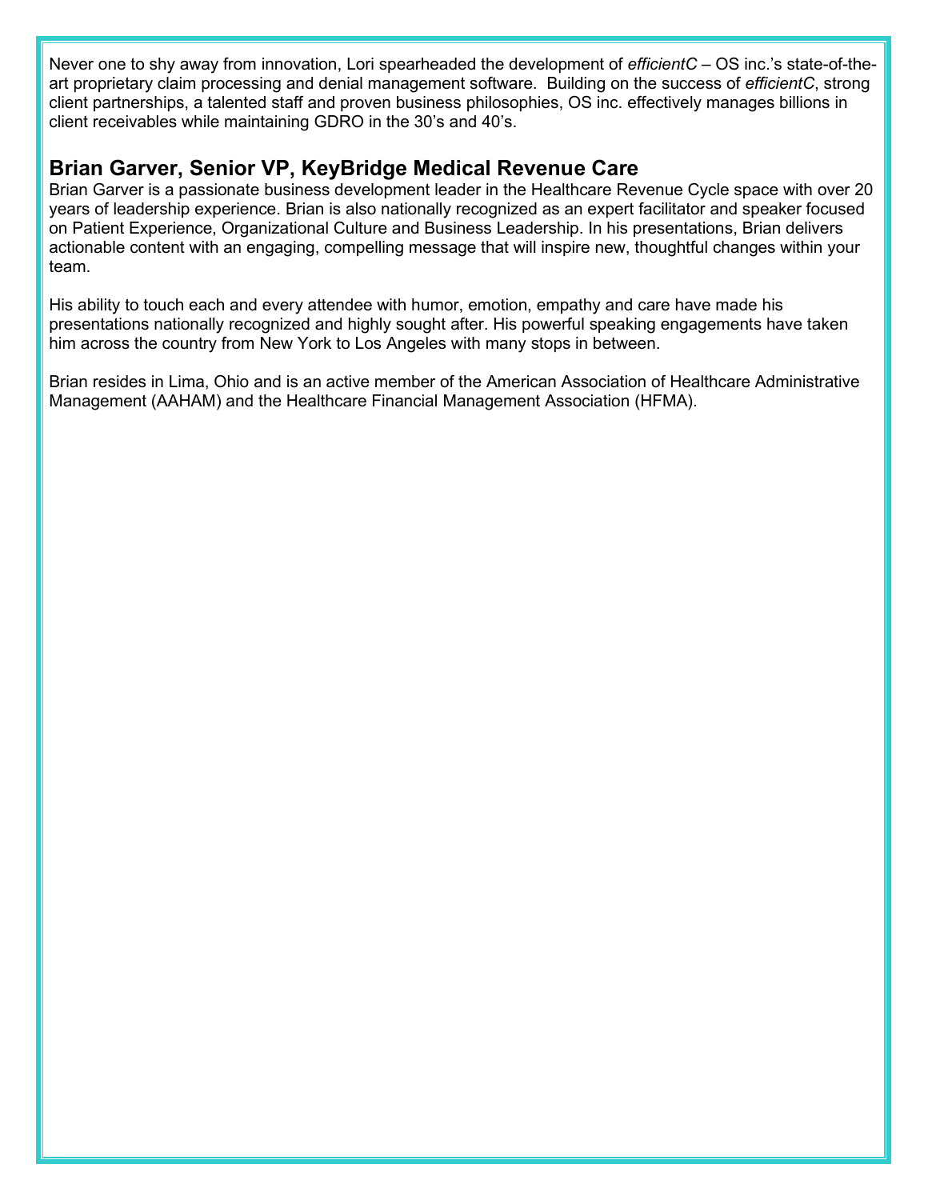Never one to shy away from innovation, Lori spearheaded the development of *efficientC* – OS inc.'s state-of-the-art proprietary claim processing and denial management software. Building on the success of *efficientC*, strong client partnerships, a talented staff and proven business philosophies, OS inc. effectively manages billions in client receivables while maintaining GDRO in the 30's and 40's.

## Brian Garver, Senior VP, KeyBridge Medical Revenue Care

Brian Garver is a passionate business development leader in the Healthcare Revenue Cycle space with over 20 years of leadership experience. Brian is also nationally recognized as an expert facilitator and speaker focused on Patient Experience, Organizational Culture and Business Leadership. In his presentations, Brian delivers actionable content with an engaging, compelling message that will inspire new, thoughtful changes within your team.

His ability to touch each and every attendee with humor, emotion, empathy and care have made his presentations nationally recognized and highly sought after. His powerful speaking engagements have taken him across the country from New York to Los Angeles with many stops in between.

Brian resides in Lima, Ohio and is an active member of the American Association of Healthcare Administrative Management (AAHAM) and the Healthcare Financial Management Association (HFMA).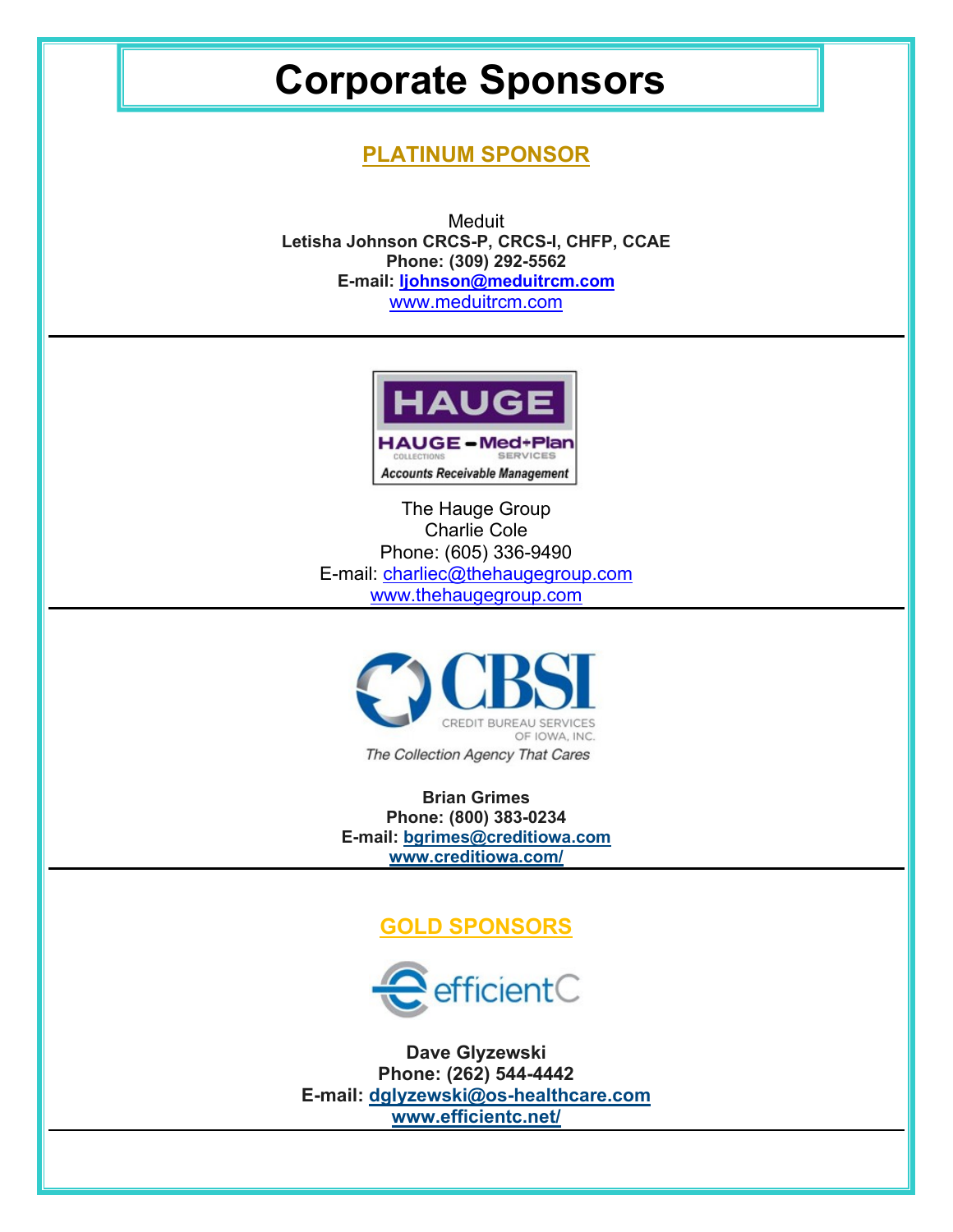# Corporate Sponsors

## PLATINUM SPONSOR

Meduit
**Letisha Johnson CRCS-P, CRCS-I, CHFP, CCAE**
**Phone: (309) 292-5562**
**E-mail: ljohnson@meduitrcm.com**
www.meduitrcm.com

---

HAUGE
HAUGE COLLECTIONS – Med+Plan SERVICES
Accounts Receivable Management

The Hauge Group
Charlie Cole
Phone: (605) 336-9490
E-mail: charliec@thehaugegroup.com
www.thehaugegroup.com

---

CBSI
CREDIT BUREAU SERVICES OF IOWA, INC.
*The Collection Agency That Cares*

**Brian Grimes**
**Phone: (800) 383-0234**
**E-mail: bgrimes@creditiowa.com**
**www.creditiowa.com/**

---

## GOLD SPONSORS

efficientC

**Dave Glyzewski**
**Phone: (262) 544-4442**
**E-mail: dglyzewski@os-healthcare.com**
**www.efficientc.net/**

---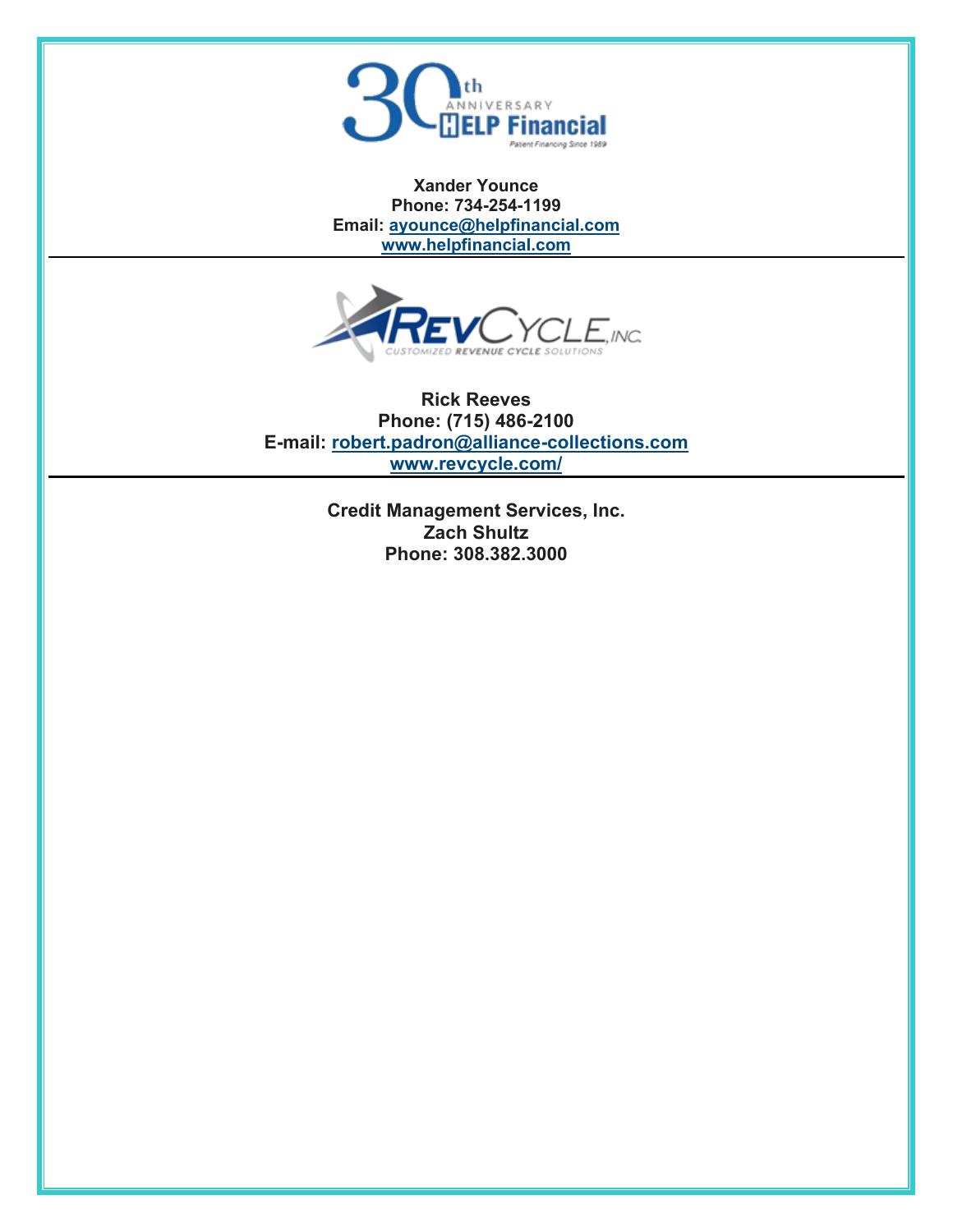**Xander Younce**
**Phone: 734-254-1199**
**Email: [ayounce@helpfinancial.com](mailto:ayounce@helpfinancial.com)**
**[www.helpfinancial.com](http://www.helpfinancial.com)**

---

**Rick Reeves**
**Phone: (715) 486-2100**
**E-mail: [robert.padron@alliance-collections.com](mailto:robert.padron@alliance-collections.com)**
**[www.revcycle.com/](http://www.revcycle.com/)**

---

**Credit Management Services, Inc.**
**Zach Shultz**
**Phone: 308.382.3000**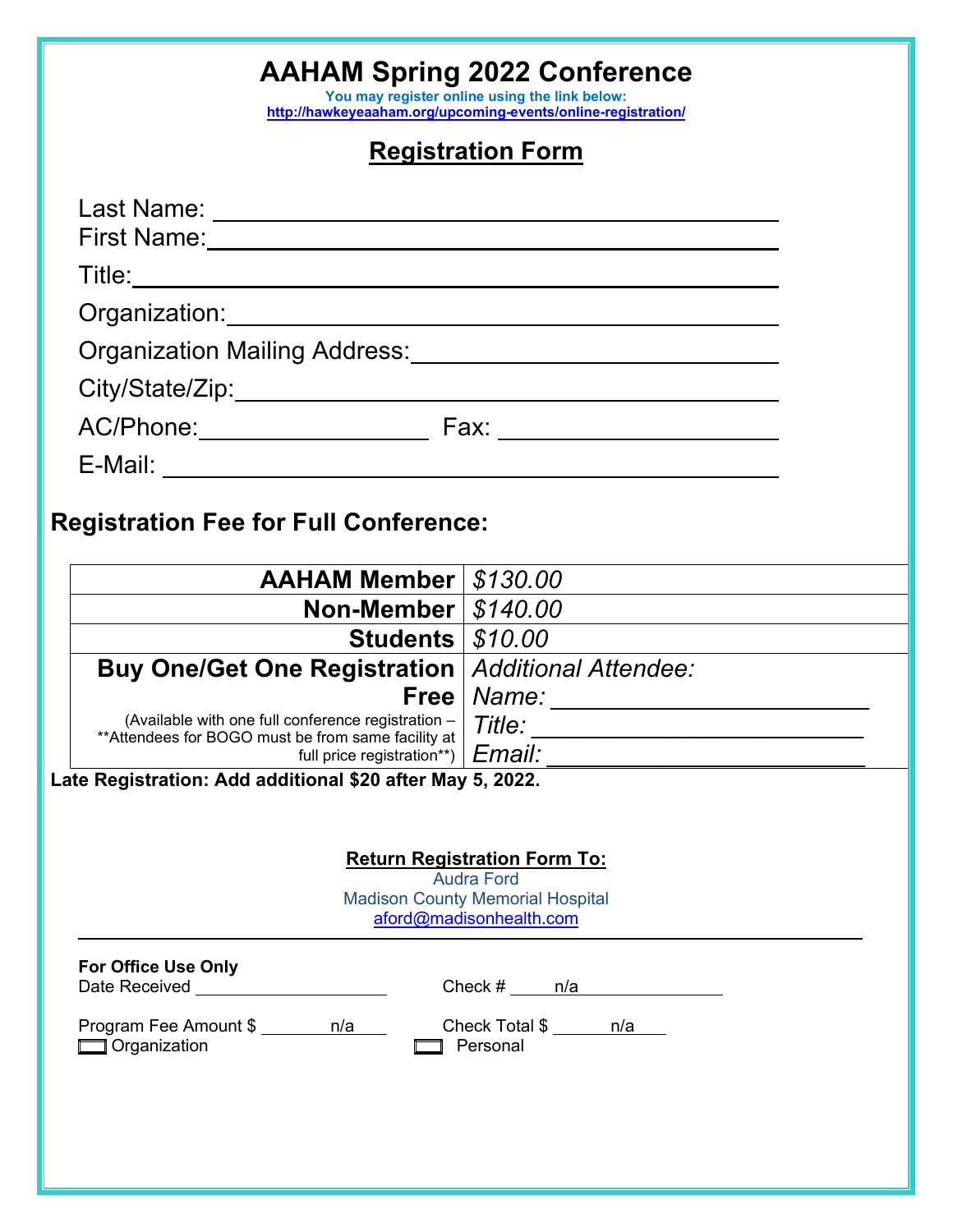# AAHAM Spring 2022 Conference

**You may register online using the link below:**
**http://hawkeyeaaham.org/upcoming-events/online-registration/**

## Registration Form

Last Name: ______________________________________________

First Name: ______________________________________________

Title: ______________________________________________

Organization: ______________________________________________

Organization Mailing Address: ______________________________

City/State/Zip: ______________________________________________

AC/Phone: ____________________ Fax: ________________________

E-Mail: ______________________________________________

## Registration Fee for Full Conference:

| | |
|---|---|
| **AAHAM Member** | *$130.00* |
| **Non-Member** | *$140.00* |
| **Students** | *$10.00* |
| **Buy One/Get One Registration Free** (Available with one full conference registration – **Attendees for BOGO must be from same facility at full price registration**) | *Additional Attendee:* *Name:* ____________ *Title:* ____________ *Email:* ____________ |

**Late Registration: Add additional $20 after May 5, 2022.**

**Return Registration Form To:**
Audra Ford
Madison County Memorial Hospital
aford@madisonhealth.com

---

**For Office Use Only**

Date Received ____________________ Check # n/a

Program Fee Amount $ n/a Check Total $ n/a

☐ Organization ☐ Personal